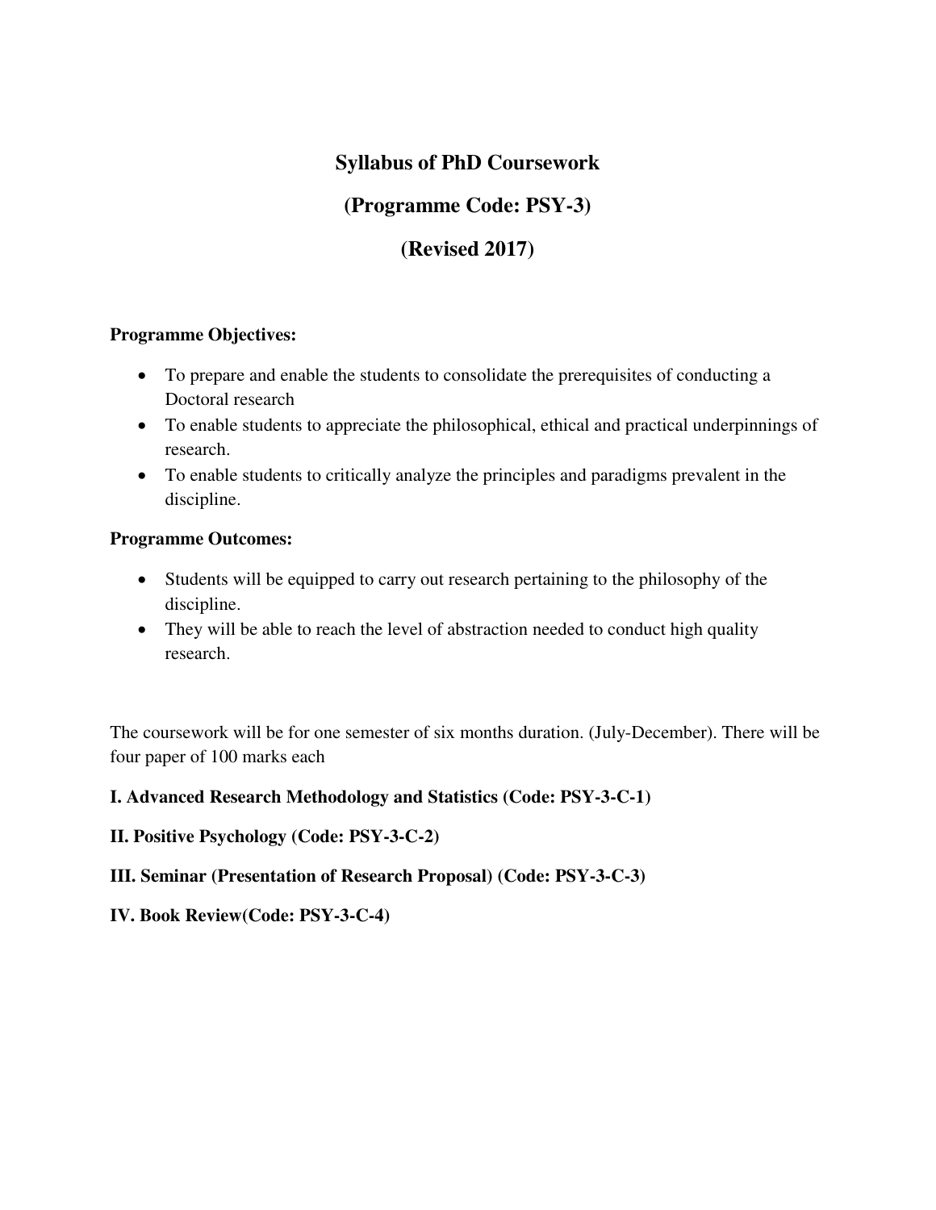# Syllabus of PhD Coursework

# (Programme Code: PSY-3)

# (Revised 2017)

**Programme Objectives:**

- To prepare and enable the students to consolidate the prerequisites of conducting a Doctoral research
- To enable students to appreciate the philosophical, ethical and practical underpinnings of research.
- To enable students to critically analyze the principles and paradigms prevalent in the discipline.

**Programme Outcomes:**

- Students will be equipped to carry out research pertaining to the philosophy of the discipline.
- They will be able to reach the level of abstraction needed to conduct high quality research.

The coursework will be for one semester of six months duration. (July-December). There will be four paper of 100 marks each

**I. Advanced Research Methodology and Statistics (Code: PSY-3-C-1)**

**II. Positive Psychology (Code: PSY-3-C-2)**

**III. Seminar (Presentation of Research Proposal) (Code: PSY-3-C-3)**

**IV. Book Review(Code: PSY-3-C-4)**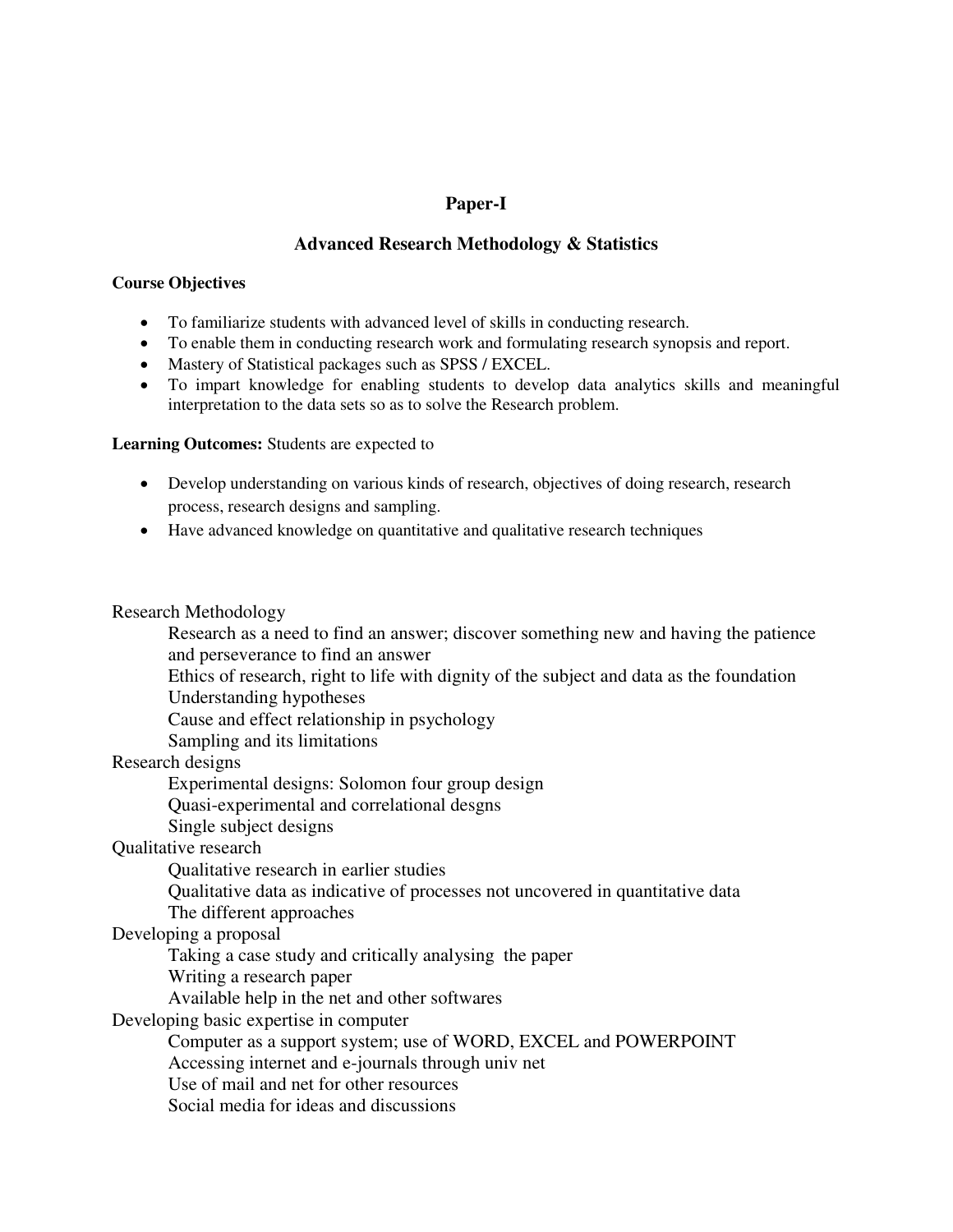## Paper-I

## Advanced Research Methodology & Statistics

**Course Objectives**

- To familiarize students with advanced level of skills in conducting research.
- To enable them in conducting research work and formulating research synopsis and report.
- Mastery of Statistical packages such as SPSS / EXCEL.
- To impart knowledge for enabling students to develop data analytics skills and meaningful interpretation to the data sets so as to solve the Research problem.

**Learning Outcomes:** Students are expected to

- Develop understanding on various kinds of research, objectives of doing research, research process, research designs and sampling.
- Have advanced knowledge on quantitative and qualitative research techniques

Research Methodology

- Research as a need to find an answer; discover something new and having the patience and perseverance to find an answer
- Ethics of research, right to life with dignity of the subject and data as the foundation
- Understanding hypotheses
- Cause and effect relationship in psychology
- Sampling and its limitations

Research designs

- Experimental designs: Solomon four group design
- Quasi-experimental and correlational desgns
- Single subject designs

Qualitative research

- Qualitative research in earlier studies
- Qualitative data as indicative of processes not uncovered in quantitative data
- The different approaches

Developing a proposal

- Taking a case study and critically analysing the paper
- Writing a research paper
- Available help in the net and other softwares

Developing basic expertise in computer

- Computer as a support system; use of WORD, EXCEL and POWERPOINT
- Accessing internet and e-journals through univ net
- Use of mail and net for other resources
- Social media for ideas and discussions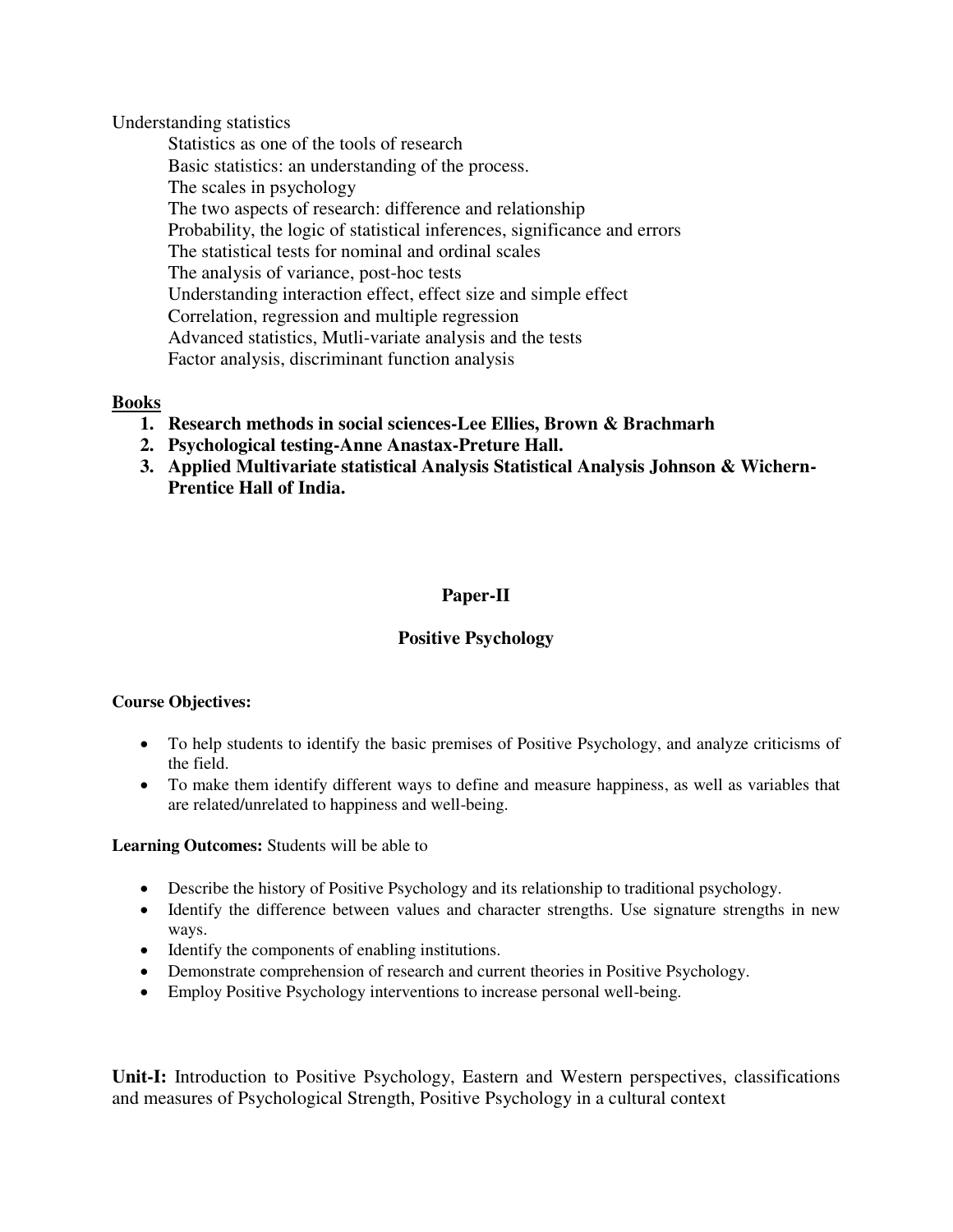Understanding statistics

- Statistics as one of the tools of research
- Basic statistics: an understanding of the process.
- The scales in psychology
- The two aspects of research: difference and relationship
- Probability, the logic of statistical inferences, significance and errors
- The statistical tests for nominal and ordinal scales
- The analysis of variance, post-hoc tests
- Understanding interaction effect, effect size and simple effect
- Correlation, regression and multiple regression
- Advanced statistics, Mutli-variate analysis and the tests
- Factor analysis, discriminant function analysis

**Books**

1. **Research methods in social sciences-Lee Ellies, Brown & Brachmarh**
2. **Psychological testing-Anne Anastax-Preture Hall.**
3. **Applied Multivariate statistical Analysis Statistical Analysis Johnson & Wichern-Prentice Hall of India.**

## Paper-II

## Positive Psychology

**Course Objectives:**

- To help students to identify the basic premises of Positive Psychology, and analyze criticisms of the field.
- To make them identify different ways to define and measure happiness, as well as variables that are related/unrelated to happiness and well-being.

**Learning Outcomes:** Students will be able to

- Describe the history of Positive Psychology and its relationship to traditional psychology.
- Identify the difference between values and character strengths. Use signature strengths in new ways.
- Identify the components of enabling institutions.
- Demonstrate comprehension of research and current theories in Positive Psychology.
- Employ Positive Psychology interventions to increase personal well-being.

**Unit-I:** Introduction to Positive Psychology, Eastern and Western perspectives, classifications and measures of Psychological Strength, Positive Psychology in a cultural context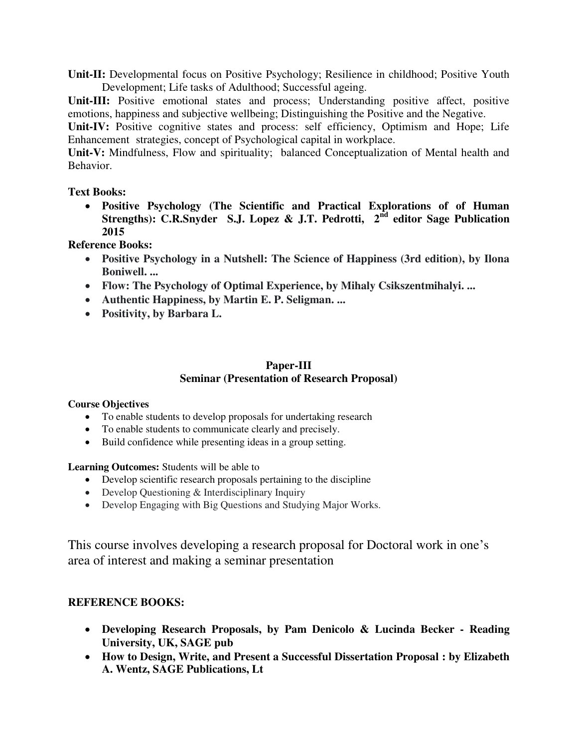**Unit-II:** Developmental focus on Positive Psychology; Resilience in childhood; Positive Youth Development; Life tasks of Adulthood; Successful ageing.

**Unit-III:** Positive emotional states and process; Understanding positive affect, positive emotions, happiness and subjective wellbeing; Distinguishing the Positive and the Negative.

**Unit-IV:** Positive cognitive states and process: self efficiency, Optimism and Hope; Life Enhancement strategies, concept of Psychological capital in workplace.

**Unit-V:** Mindfulness, Flow and spirituality; balanced Conceptualization of Mental health and Behavior.

**Text Books:**

- **Positive Psychology (The Scientific and Practical Explorations of of Human Strengths): C.R.Snyder S.J. Lopez & J.T. Pedrotti, 2nd editor Sage Publication 2015**

**Reference Books:**

- **Positive Psychology in a Nutshell: The Science of Happiness (3rd edition), by Ilona Boniwell. ...**
- **Flow: The Psychology of Optimal Experience, by Mihaly Csikszentmihalyi. ...**
- **Authentic Happiness, by Martin E. P. Seligman. ...**
- **Positivity, by Barbara L.**

## Paper-III
## Seminar (Presentation of Research Proposal)

**Course Objectives**

- To enable students to develop proposals for undertaking research
- To enable students to communicate clearly and precisely.
- Build confidence while presenting ideas in a group setting.

**Learning Outcomes:** Students will be able to

- Develop scientific research proposals pertaining to the discipline
- Develop Questioning & Interdisciplinary Inquiry
- Develop Engaging with Big Questions and Studying Major Works.

This course involves developing a research proposal for Doctoral work in one's area of interest and making a seminar presentation

**REFERENCE BOOKS:**

- **Developing Research Proposals, by Pam Denicolo & Lucinda Becker - Reading University, UK, SAGE pub**
- **How to Design, Write, and Present a Successful Dissertation Proposal : by Elizabeth A. Wentz, SAGE Publications, Lt**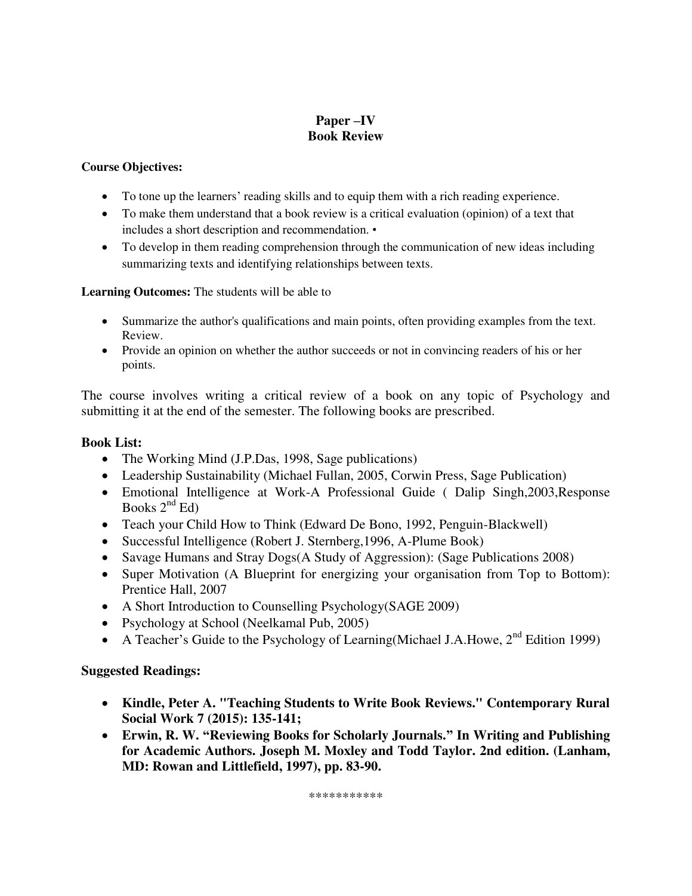## Paper –IV
## Book Review

**Course Objectives:**

- To tone up the learners' reading skills and to equip them with a rich reading experience.
- To make them understand that a book review is a critical evaluation (opinion) of a text that includes a short description and recommendation. •
- To develop in them reading comprehension through the communication of new ideas including summarizing texts and identifying relationships between texts.

**Learning Outcomes:** The students will be able to

- Summarize the author's qualifications and main points, often providing examples from the text. Review.
- Provide an opinion on whether the author succeeds or not in convincing readers of his or her points.

The course involves writing a critical review of a book on any topic of Psychology and submitting it at the end of the semester. The following books are prescribed.

**Book List:**

- The Working Mind (J.P.Das, 1998, Sage publications)
- Leadership Sustainability (Michael Fullan, 2005, Corwin Press, Sage Publication)
- Emotional Intelligence at Work-A Professional Guide ( Dalip Singh,2003,Response Books 2nd Ed)
- Teach your Child How to Think (Edward De Bono, 1992, Penguin-Blackwell)
- Successful Intelligence (Robert J. Sternberg,1996, A-Plume Book)
- Savage Humans and Stray Dogs(A Study of Aggression): (Sage Publications 2008)
- Super Motivation (A Blueprint for energizing your organisation from Top to Bottom): Prentice Hall, 2007
- A Short Introduction to Counselling Psychology(SAGE 2009)
- Psychology at School (Neelkamal Pub, 2005)
- A Teacher's Guide to the Psychology of Learning(Michael J.A.Howe, 2nd Edition 1999)

**Suggested Readings:**

- **Kindle, Peter A. "Teaching Students to Write Book Reviews." Contemporary Rural Social Work 7 (2015): 135-141;**
- **Erwin, R. W. "Reviewing Books for Scholarly Journals." In Writing and Publishing for Academic Authors. Joseph M. Moxley and Todd Taylor. 2nd edition. (Lanham, MD: Rowan and Littlefield, 1997), pp. 83-90.**

***********